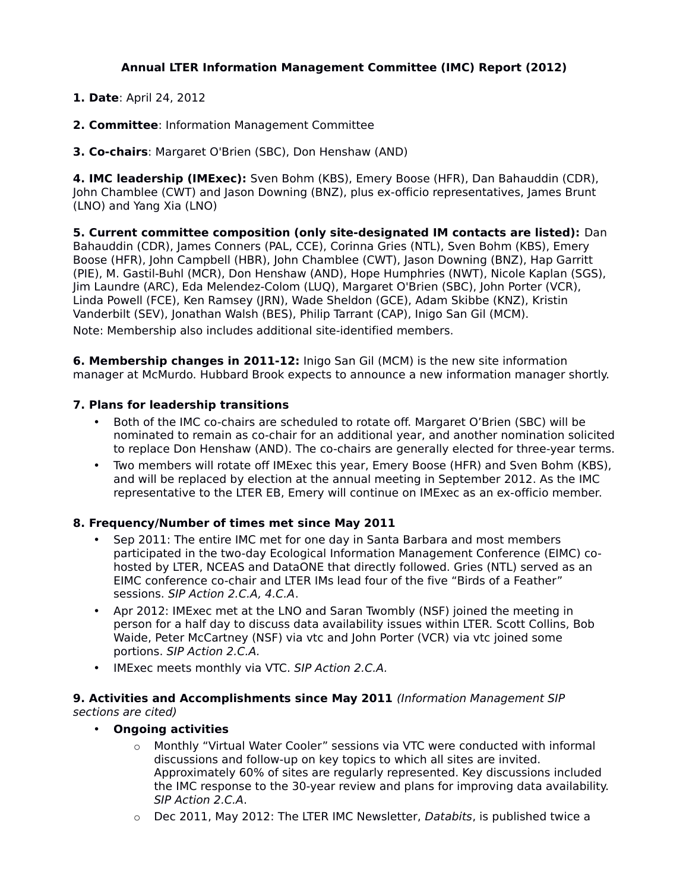# Annual LTER Information Management Committee (IMC) Report (2012)

**1. Date**: April 24, 2012

**2. Committee**: Information Management Committee

**3. Co-chairs**: Margaret O'Brien (SBC), Don Henshaw (AND)

**4. IMC leadership (IMExec):** Sven Bohm (KBS), Emery Boose (HFR), Dan Bahauddin (CDR), John Chamblee (CWT) and Jason Downing (BNZ), plus ex-officio representatives, James Brunt (LNO) and Yang Xia (LNO)

**5. Current committee composition (only site-designated IM contacts are listed):** Dan Bahauddin (CDR), James Conners (PAL, CCE), Corinna Gries (NTL), Sven Bohm (KBS), Emery Boose (HFR), John Campbell (HBR), John Chamblee (CWT), Jason Downing (BNZ), Hap Garritt (PIE), M. Gastil-Buhl (MCR), Don Henshaw (AND), Hope Humphries (NWT), Nicole Kaplan (SGS), Jim Laundre (ARC), Eda Melendez-Colom (LUQ), Margaret O'Brien (SBC), John Porter (VCR), Linda Powell (FCE), Ken Ramsey (JRN), Wade Sheldon (GCE), Adam Skibbe (KNZ), Kristin Vanderbilt (SEV), Jonathan Walsh (BES), Philip Tarrant (CAP), Inigo San Gil (MCM).

Note: Membership also includes additional site-identified members.

**6. Membership changes in 2011-12:** Inigo San Gil (MCM) is the new site information manager at McMurdo. Hubbard Brook expects to announce a new information manager shortly.

**7. Plans for leadership transitions**

- Both of the IMC co-chairs are scheduled to rotate off. Margaret O'Brien (SBC) will be nominated to remain as co-chair for an additional year, and another nomination solicited to replace Don Henshaw (AND). The co-chairs are generally elected for three-year terms.
- Two members will rotate off IMExec this year, Emery Boose (HFR) and Sven Bohm (KBS), and will be replaced by election at the annual meeting in September 2012. As the IMC representative to the LTER EB, Emery will continue on IMExec as an ex-officio member.

**8. Frequency/Number of times met since May 2011**

- Sep 2011: The entire IMC met for one day in Santa Barbara and most members participated in the two-day Ecological Information Management Conference (EIMC) co-hosted by LTER, NCEAS and DataONE that directly followed. Gries (NTL) served as an EIMC conference co-chair and LTER IMs lead four of the five "Birds of a Feather" sessions. *SIP Action 2.C.A, 4.C.A*.
- Apr 2012: IMExec met at the LNO and Saran Twombly (NSF) joined the meeting in person for a half day to discuss data availability issues within LTER. Scott Collins, Bob Waide, Peter McCartney (NSF) via vtc and John Porter (VCR) via vtc joined some portions. *SIP Action 2.C.A.*
- IMExec meets monthly via VTC. *SIP Action 2.C.A.*

**9. Activities and Accomplishments since May 2011** *(Information Management SIP sections are cited)*

- **Ongoing activities**
  - Monthly "Virtual Water Cooler" sessions via VTC were conducted with informal discussions and follow-up on key topics to which all sites are invited. Approximately 60% of sites are regularly represented. Key discussions included the IMC response to the 30-year review and plans for improving data availability. *SIP Action 2.C.A*.
  - Dec 2011, May 2012: The LTER IMC Newsletter, *Databits*, is published twice a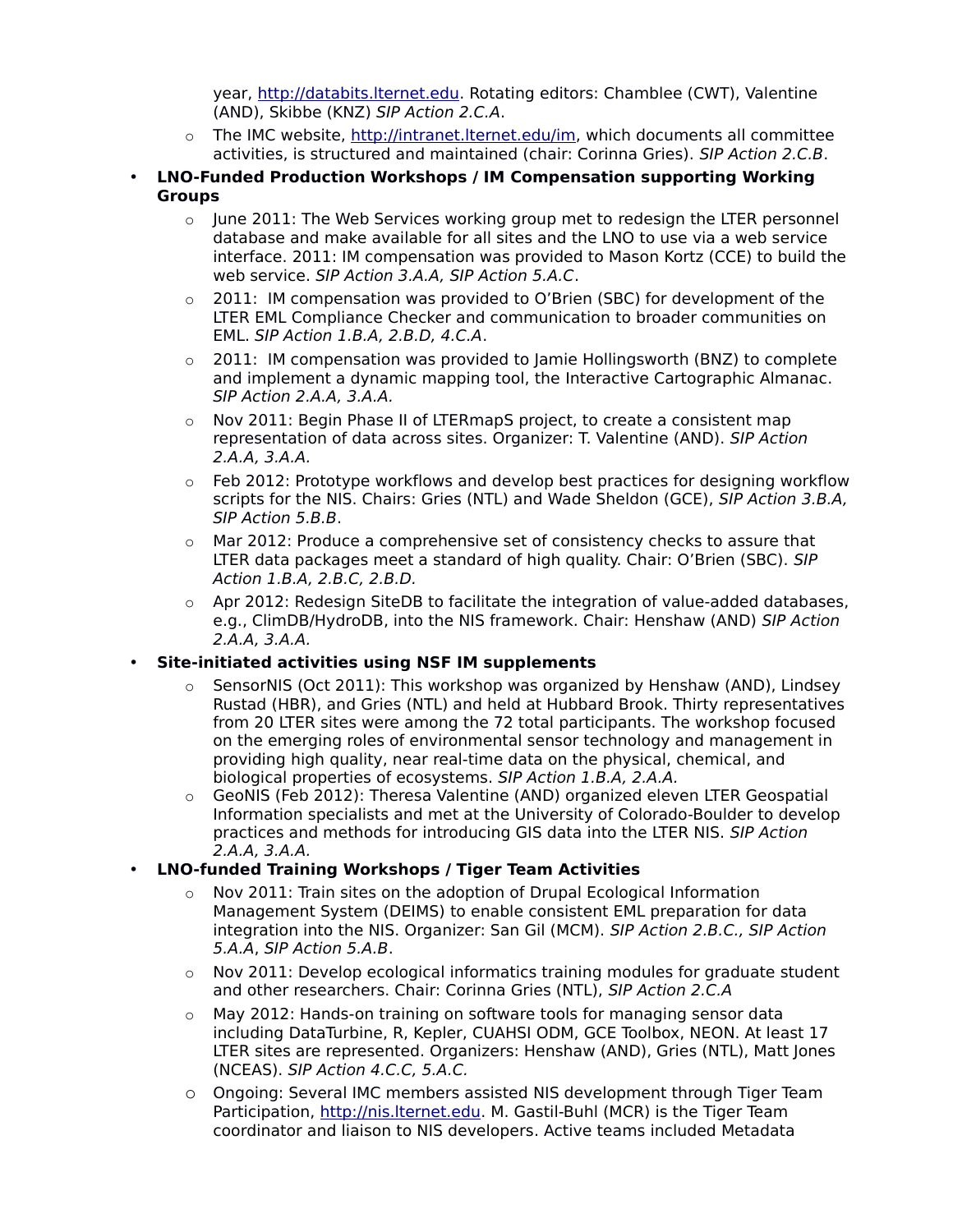year, http://databits.lternet.edu. Rotating editors: Chamblee (CWT), Valentine (AND), Skibbe (KNZ) *SIP Action 2.C.A*.

- The IMC website, http://intranet.lternet.edu/im, which documents all committee activities, is structured and maintained (chair: Corinna Gries). *SIP Action 2.C.B*.

- **LNO-Funded Production Workshops / IM Compensation supporting Working Groups**
  - June 2011: The Web Services working group met to redesign the LTER personnel database and make available for all sites and the LNO to use via a web service interface. 2011: IM compensation was provided to Mason Kortz (CCE) to build the web service. *SIP Action 3.A.A, SIP Action 5.A.C*.
  - 2011: IM compensation was provided to O'Brien (SBC) for development of the LTER EML Compliance Checker and communication to broader communities on EML. *SIP Action 1.B.A, 2.B.D, 4.C.A*.
  - 2011: IM compensation was provided to Jamie Hollingsworth (BNZ) to complete and implement a dynamic mapping tool, the Interactive Cartographic Almanac. *SIP Action 2.A.A, 3.A.A.*
  - Nov 2011: Begin Phase II of LTERmapS project, to create a consistent map representation of data across sites. Organizer: T. Valentine (AND). *SIP Action 2.A.A, 3.A.A.*
  - Feb 2012: Prototype workflows and develop best practices for designing workflow scripts for the NIS. Chairs: Gries (NTL) and Wade Sheldon (GCE), *SIP Action 3.B.A, SIP Action 5.B.B*.
  - Mar 2012: Produce a comprehensive set of consistency checks to assure that LTER data packages meet a standard of high quality. Chair: O'Brien (SBC). *SIP Action 1.B.A, 2.B.C, 2.B.D.*
  - Apr 2012: Redesign SiteDB to facilitate the integration of value-added databases, e.g., ClimDB/HydroDB, into the NIS framework. Chair: Henshaw (AND) *SIP Action 2.A.A, 3.A.A.*

- **Site-initiated activities using NSF IM supplements**
  - SensorNIS (Oct 2011): This workshop was organized by Henshaw (AND), Lindsey Rustad (HBR), and Gries (NTL) and held at Hubbard Brook. Thirty representatives from 20 LTER sites were among the 72 total participants. The workshop focused on the emerging roles of environmental sensor technology and management in providing high quality, near real-time data on the physical, chemical, and biological properties of ecosystems. *SIP Action 1.B.A, 2.A.A.*
  - GeoNIS (Feb 2012): Theresa Valentine (AND) organized eleven LTER Geospatial Information specialists and met at the University of Colorado-Boulder to develop practices and methods for introducing GIS data into the LTER NIS. *SIP Action 2.A.A, 3.A.A.*

- **LNO-funded Training Workshops / Tiger Team Activities**
  - Nov 2011: Train sites on the adoption of Drupal Ecological Information Management System (DEIMS) to enable consistent EML preparation for data integration into the NIS. Organizer: San Gil (MCM). *SIP Action 2.B.C., SIP Action 5.A.A*, *SIP Action 5.A.B*.
  - Nov 2011: Develop ecological informatics training modules for graduate student and other researchers. Chair: Corinna Gries (NTL), *SIP Action 2.C.A*
  - May 2012: Hands-on training on software tools for managing sensor data including DataTurbine, R, Kepler, CUAHSI ODM, GCE Toolbox, NEON. At least 17 LTER sites are represented. Organizers: Henshaw (AND), Gries (NTL), Matt Jones (NCEAS). *SIP Action 4.C.C, 5.A.C.*
  - Ongoing: Several IMC members assisted NIS development through Tiger Team Participation, http://nis.lternet.edu. M. Gastil-Buhl (MCR) is the Tiger Team coordinator and liaison to NIS developers. Active teams included Metadata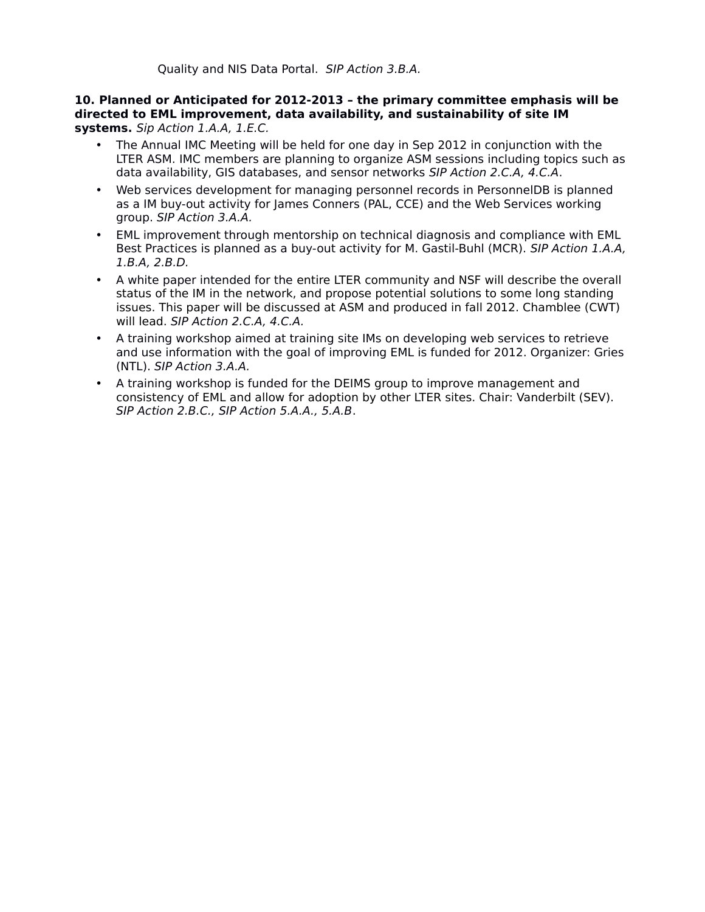Quality and NIS Data Portal. *SIP Action 3.B.A.*

**10. Planned or Anticipated for 2012-2013 – the primary committee emphasis will be directed to EML improvement, data availability, and sustainability of site IM systems.** *Sip Action 1.A.A, 1.E.C.*

- The Annual IMC Meeting will be held for one day in Sep 2012 in conjunction with the LTER ASM. IMC members are planning to organize ASM sessions including topics such as data availability, GIS databases, and sensor networks *SIP Action 2.C.A, 4.C.A*.
- Web services development for managing personnel records in PersonnelDB is planned as a IM buy-out activity for James Conners (PAL, CCE) and the Web Services working group. *SIP Action 3.A.A.*
- EML improvement through mentorship on technical diagnosis and compliance with EML Best Practices is planned as a buy-out activity for M. Gastil-Buhl (MCR). *SIP Action 1.A.A, 1.B.A, 2.B.D.*
- A white paper intended for the entire LTER community and NSF will describe the overall status of the IM in the network, and propose potential solutions to some long standing issues. This paper will be discussed at ASM and produced in fall 2012. Chamblee (CWT) will lead. *SIP Action 2.C.A, 4.C.A.*
- A training workshop aimed at training site IMs on developing web services to retrieve and use information with the goal of improving EML is funded for 2012. Organizer: Gries (NTL). *SIP Action 3.A.A.*
- A training workshop is funded for the DEIMS group to improve management and consistency of EML and allow for adoption by other LTER sites. Chair: Vanderbilt (SEV). *SIP Action 2.B.C., SIP Action 5.A.A., 5.A.B*.